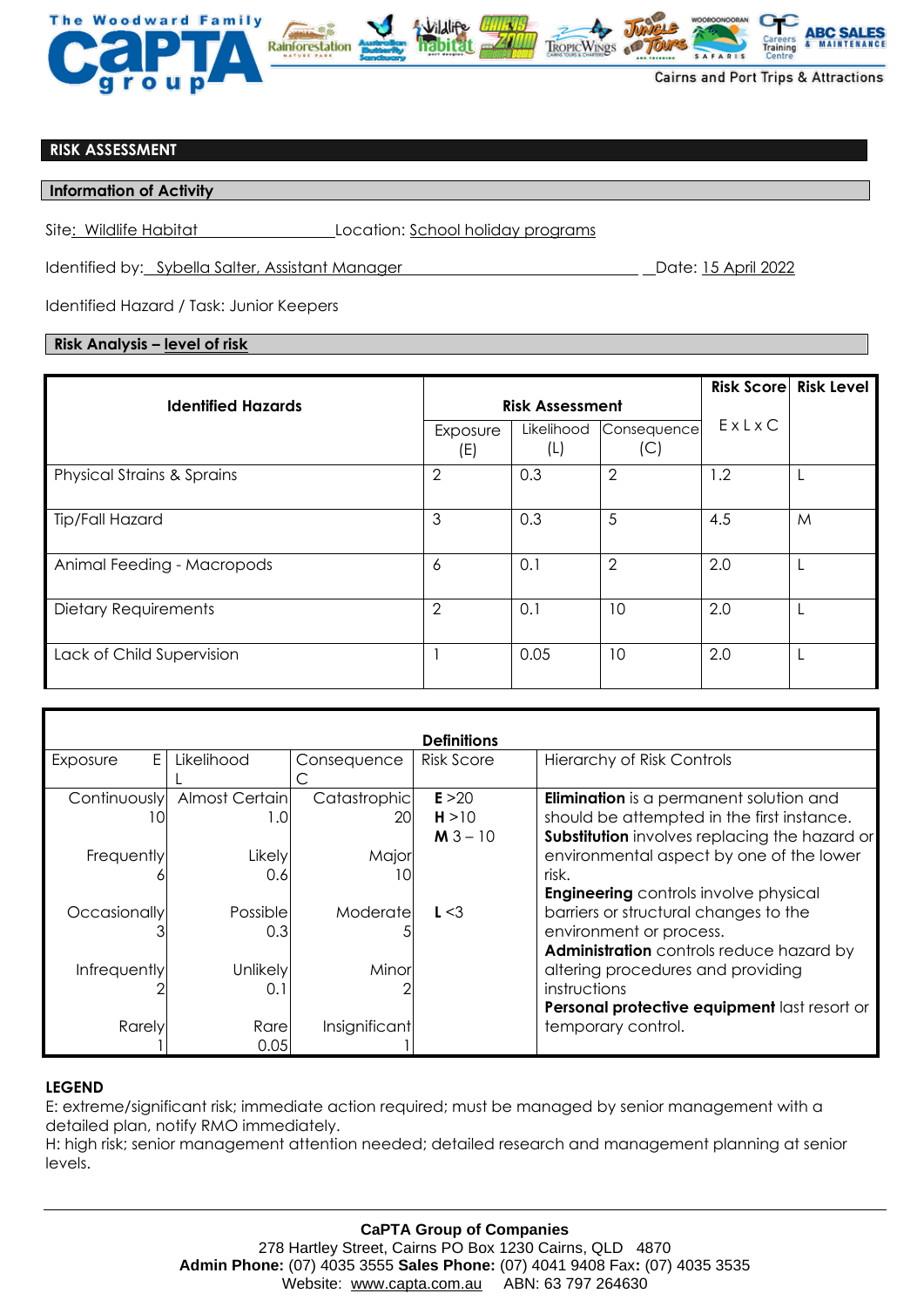## RISK ASSESSMENT

### Information of Activity

Site: Wildlife Habitat Location: School holiday programs

Identified by: Sybella Salter, Assistant Manager Date: 15 April 2022

Identified Hazard / Task: Junior Keepers

### Risk Analysis – level of risk

| Identified Hazards | Risk Assessment | | | Risk Score | Risk Level |
|---|---|---|---|---|---|
| | Exposure (E) | Likelihood (L) | Consequence (C) | E x L x C | |
| Physical Strains & Sprains | 2 | 0.3 | 2 | 1.2 | L |
| Tip/Fall Hazard | 3 | 0.3 | 5 | 4.5 | M |
| Animal Feeding - Macropods | 6 | 0.1 | 2 | 2.0 | L |
| Dietary Requirements | 2 | 0.1 | 10 | 2.0 | L |
| Lack of Child Supervision | 1 | 0.05 | 10 | 2.0 | L |

| Definitions | | | | |
|---|---|---|---|---|
| Exposure E | Likelihood L | Consequence C | Risk Score | Hierarchy of Risk Controls |
| Continuously 10 | Almost Certain 1.0 | Catastrophic 20 | **E** >20 | **Elimination** is a permanent solution and should be attempted in the first instance. |
| | | | **H** >10 | |
| | | | **M** 3 – 10 | **Substitution** involves replacing the hazard or environmental aspect by one of the lower risk. |
| Frequently 6 | Likely 0.6 | Major 10 | | |
| Occasionally 3 | Possible 0.3 | Moderate 5 | **L** <3 | **Engineering** controls involve physical barriers or structural changes to the environment or process. |
| Infrequently 2 | Unlikely 0.1 | Minor 2 | | **Administration** controls reduce hazard by altering procedures and providing instructions |
| Rarely 1 | Rare 0.05 | Insignificant 1 | | **Personal protective equipment** last resort or temporary control. |

**LEGEND**

E: extreme/significant risk; immediate action required; must be managed by senior management with a detailed plan, notify RMO immediately.

H: high risk; senior management attention needed; detailed research and management planning at senior levels.

**CaPTA Group of Companies**
278 Hartley Street, Cairns PO Box 1230 Cairns, QLD 4870
**Admin Phone:** (07) 4035 3555 **Sales Phone:** (07) 4041 9408 Fax**:** (07) 4035 3535
Website: www.capta.com.au ABN: 63 797 264630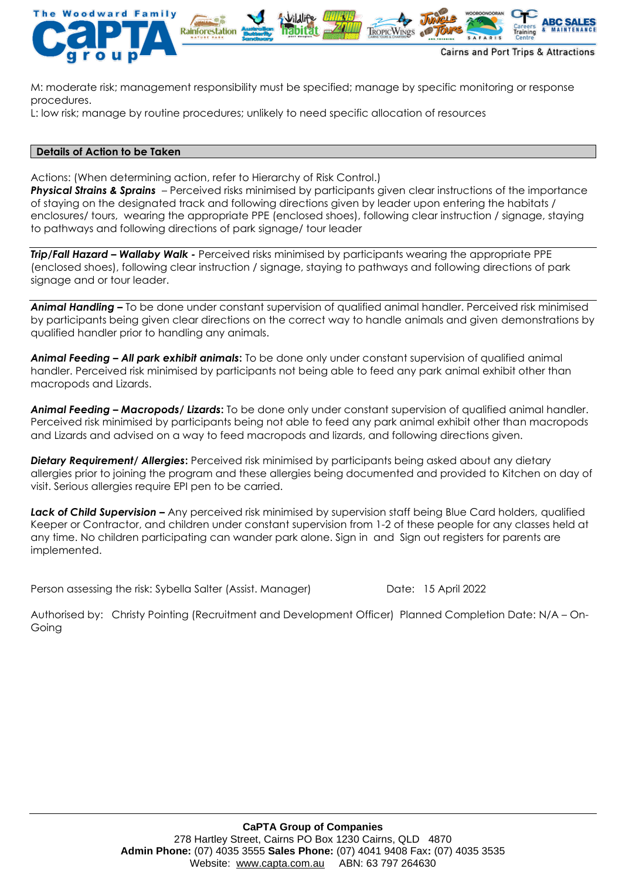M: moderate risk; management responsibility must be specified; manage by specific monitoring or response procedures.
L: low risk; manage by routine procedures; unlikely to need specific allocation of resources

## Details of Action to be Taken

Actions: (When determining action, refer to Hierarchy of Risk Control.)
***Physical Strains & Sprains*** – Perceived risks minimised by participants given clear instructions of the importance of staying on the designated track and following directions given by leader upon entering the habitats / enclosures/ tours, wearing the appropriate PPE (enclosed shoes), following clear instruction / signage, staying to pathways and following directions of park signage/ tour leader

***Trip/Fall Hazard – Wallaby Walk -*** Perceived risks minimised by participants wearing the appropriate PPE (enclosed shoes), following clear instruction / signage, staying to pathways and following directions of park signage and or tour leader.

***Animal Handling –*** To be done under constant supervision of qualified animal handler. Perceived risk minimised by participants being given clear directions on the correct way to handle animals and given demonstrations by qualified handler prior to handling any animals.

***Animal Feeding – All park exhibit animals*:** To be done only under constant supervision of qualified animal handler. Perceived risk minimised by participants not being able to feed any park animal exhibit other than macropods and Lizards.

***Animal Feeding – Macropods/ Lizards*:** To be done only under constant supervision of qualified animal handler. Perceived risk minimised by participants being not able to feed any park animal exhibit other than macropods and Lizards and advised on a way to feed macropods and lizards, and following directions given.

***Dietary Requirement/ Allergies*:** Perceived risk minimised by participants being asked about any dietary allergies prior to joining the program and these allergies being documented and provided to Kitchen on day of visit. Serious allergies require EPI pen to be carried.

***Lack of Child Supervision –*** Any perceived risk minimised by supervision staff being Blue Card holders, qualified Keeper or Contractor, and children under constant supervision from 1-2 of these people for any classes held at any time. No children participating can wander park alone. Sign in and Sign out registers for parents are implemented.

Person assessing the risk: Sybella Salter (Assist. Manager) Date: 15 April 2022

Authorised by: Christy Pointing (Recruitment and Development Officer) Planned Completion Date: N/A – On-Going

**CaPTA Group of Companies**
278 Hartley Street, Cairns PO Box 1230 Cairns, QLD 4870
**Admin Phone:** (07) 4035 3555 **Sales Phone:** (07) 4041 9408 Fax**:** (07) 4035 3535
Website: www.capta.com.au ABN: 63 797 264630